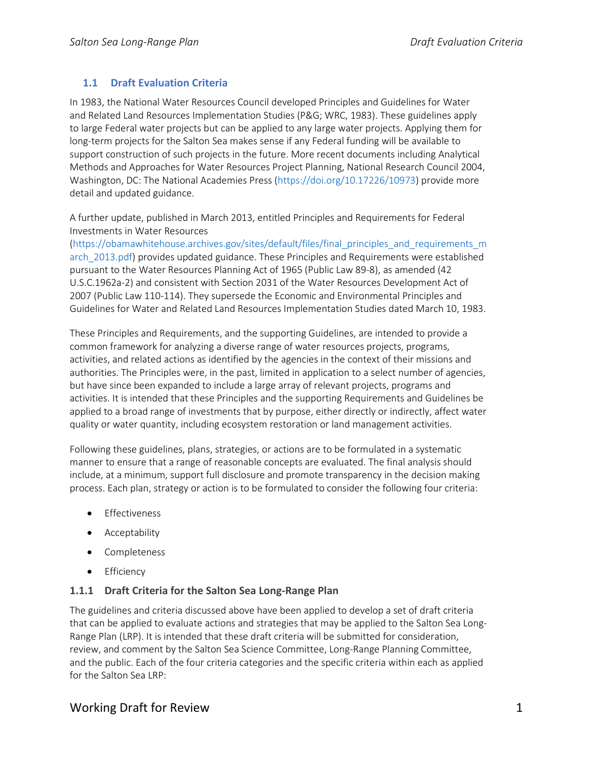## 1.1 Draft Evaluation Criteria

In 1983, the National Water Resources Council developed Principles and Guidelines for Water and Related Land Resources Implementation Studies (P&G; WRC, 1983). These guidelines apply to large Federal water projects but can be applied to any large water projects. Applying them for long-term projects for the Salton Sea makes sense if any Federal funding will be available to support construction of such projects in the future. More recent documents including Analytical Methods and Approaches for Water Resources Project Planning, National Research Council 2004, Washington, DC: The National Academies Press (https://doi.org/10.17226/10973) provide more detail and updated guidance.

A further update, published in March 2013, entitled Principles and Requirements for Federal Investments in Water Resources (https://obamawhitehouse.archives.gov/sites/default/files/final_principles_and_requirements_march_2013.pdf) provides updated guidance. These Principles and Requirements were established pursuant to the Water Resources Planning Act of 1965 (Public Law 89-8), as amended (42 U.S.C.1962a-2) and consistent with Section 2031 of the Water Resources Development Act of 2007 (Public Law 110-114). They supersede the Economic and Environmental Principles and Guidelines for Water and Related Land Resources Implementation Studies dated March 10, 1983.

These Principles and Requirements, and the supporting Guidelines, are intended to provide a common framework for analyzing a diverse range of water resources projects, programs, activities, and related actions as identified by the agencies in the context of their missions and authorities. The Principles were, in the past, limited in application to a select number of agencies, but have since been expanded to include a large array of relevant projects, programs and activities. It is intended that these Principles and the supporting Requirements and Guidelines be applied to a broad range of investments that by purpose, either directly or indirectly, affect water quality or water quantity, including ecosystem restoration or land management activities.

Following these guidelines, plans, strategies, or actions are to be formulated in a systematic manner to ensure that a range of reasonable concepts are evaluated. The final analysis should include, at a minimum, support full disclosure and promote transparency in the decision making process. Each plan, strategy or action is to be formulated to consider the following four criteria:

- Effectiveness
- Acceptability
- Completeness
- Efficiency

### 1.1.1 Draft Criteria for the Salton Sea Long-Range Plan

The guidelines and criteria discussed above have been applied to develop a set of draft criteria that can be applied to evaluate actions and strategies that may be applied to the Salton Sea Long-Range Plan (LRP). It is intended that these draft criteria will be submitted for consideration, review, and comment by the Salton Sea Science Committee, Long-Range Planning Committee, and the public. Each of the four criteria categories and the specific criteria within each as applied for the Salton Sea LRP: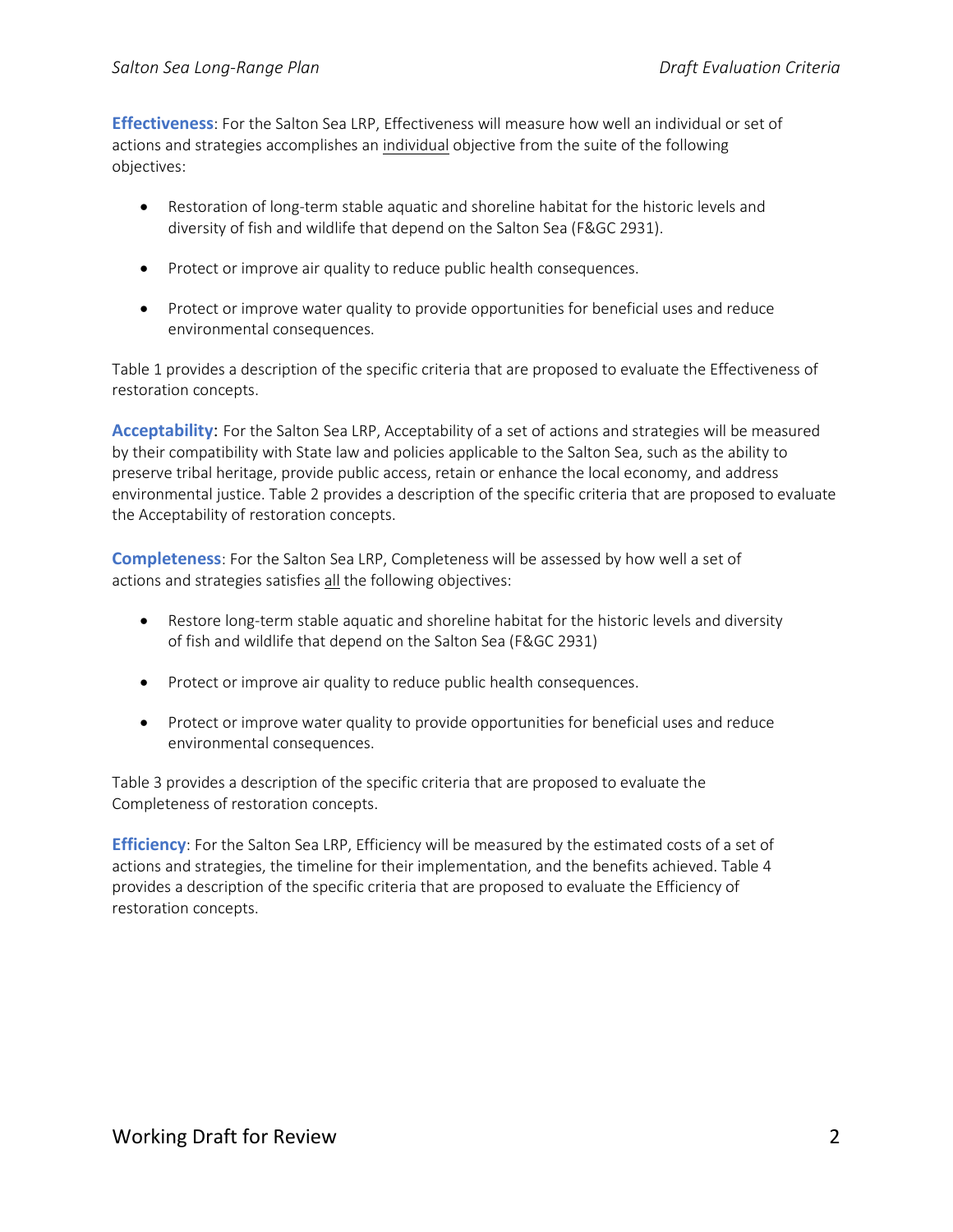**Effectiveness**: For the Salton Sea LRP, Effectiveness will measure how well an individual or set of actions and strategies accomplishes an <u>individual</u> objective from the suite of the following objectives:

- Restoration of long-term stable aquatic and shoreline habitat for the historic levels and diversity of fish and wildlife that depend on the Salton Sea (F&GC 2931).
- Protect or improve air quality to reduce public health consequences.
- Protect or improve water quality to provide opportunities for beneficial uses and reduce environmental consequences.

Table 1 provides a description of the specific criteria that are proposed to evaluate the Effectiveness of restoration concepts.

**Acceptability**: For the Salton Sea LRP, Acceptability of a set of actions and strategies will be measured by their compatibility with State law and policies applicable to the Salton Sea, such as the ability to preserve tribal heritage, provide public access, retain or enhance the local economy, and address environmental justice. Table 2 provides a description of the specific criteria that are proposed to evaluate the Acceptability of restoration concepts.

**Completeness**: For the Salton Sea LRP, Completeness will be assessed by how well a set of actions and strategies satisfies <u>all</u> the following objectives:

- Restore long-term stable aquatic and shoreline habitat for the historic levels and diversity of fish and wildlife that depend on the Salton Sea (F&GC 2931)
- Protect or improve air quality to reduce public health consequences.
- Protect or improve water quality to provide opportunities for beneficial uses and reduce environmental consequences.

Table 3 provides a description of the specific criteria that are proposed to evaluate the Completeness of restoration concepts.

**Efficiency**: For the Salton Sea LRP, Efficiency will be measured by the estimated costs of a set of actions and strategies, the timeline for their implementation, and the benefits achieved. Table 4 provides a description of the specific criteria that are proposed to evaluate the Efficiency of restoration concepts.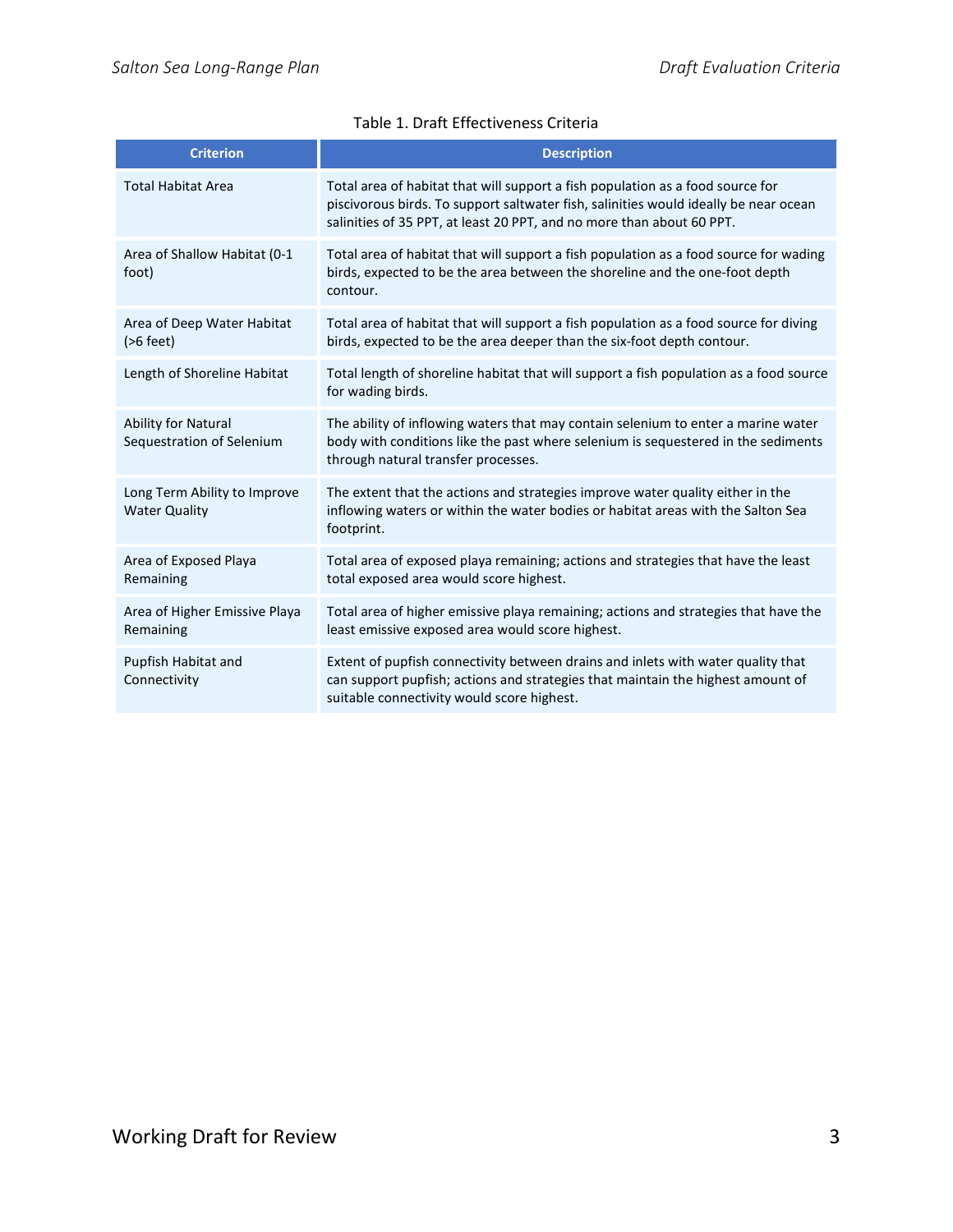Table 1. Draft Effectiveness Criteria

| Criterion | Description |
|---|---|
| Total Habitat Area | Total area of habitat that will support a fish population as a food source for piscivorous birds. To support saltwater fish, salinities would ideally be near ocean salinities of 35 PPT, at least 20 PPT, and no more than about 60 PPT. |
| Area of Shallow Habitat (0-1 foot) | Total area of habitat that will support a fish population as a food source for wading birds, expected to be the area between the shoreline and the one-foot depth contour. |
| Area of Deep Water Habitat (>6 feet) | Total area of habitat that will support a fish population as a food source for diving birds, expected to be the area deeper than the six-foot depth contour. |
| Length of Shoreline Habitat | Total length of shoreline habitat that will support a fish population as a food source for wading birds. |
| Ability for Natural Sequestration of Selenium | The ability of inflowing waters that may contain selenium to enter a marine water body with conditions like the past where selenium is sequestered in the sediments through natural transfer processes. |
| Long Term Ability to Improve Water Quality | The extent that the actions and strategies improve water quality either in the inflowing waters or within the water bodies or habitat areas with the Salton Sea footprint. |
| Area of Exposed Playa Remaining | Total area of exposed playa remaining; actions and strategies that have the least total exposed area would score highest. |
| Area of Higher Emissive Playa Remaining | Total area of higher emissive playa remaining; actions and strategies that have the least emissive exposed area would score highest. |
| Pupfish Habitat and Connectivity | Extent of pupfish connectivity between drains and inlets with water quality that can support pupfish; actions and strategies that maintain the highest amount of suitable connectivity would score highest. |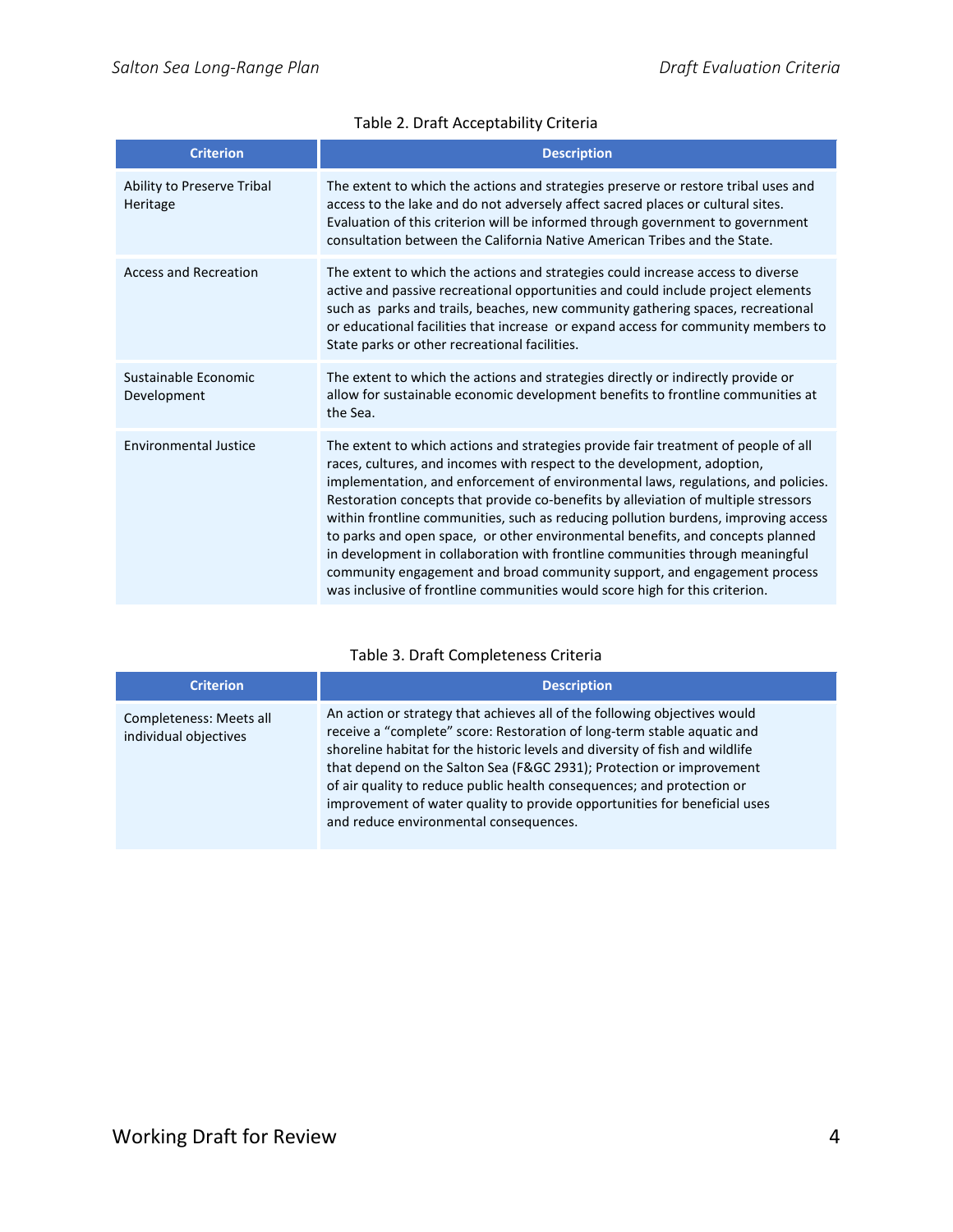Table 2. Draft Acceptability Criteria

| Criterion | Description |
| --- | --- |
| Ability to Preserve Tribal Heritage | The extent to which the actions and strategies preserve or restore tribal uses and access to the lake and do not adversely affect sacred places or cultural sites. Evaluation of this criterion will be informed through government to government consultation between the California Native American Tribes and the State. |
| Access and Recreation | The extent to which the actions and strategies could increase access to diverse active and passive recreational opportunities and could include project elements such as parks and trails, beaches, new community gathering spaces, recreational or educational facilities that increase or expand access for community members to State parks or other recreational facilities. |
| Sustainable Economic Development | The extent to which the actions and strategies directly or indirectly provide or allow for sustainable economic development benefits to frontline communities at the Sea. |
| Environmental Justice | The extent to which actions and strategies provide fair treatment of people of all races, cultures, and incomes with respect to the development, adoption, implementation, and enforcement of environmental laws, regulations, and policies. Restoration concepts that provide co-benefits by alleviation of multiple stressors within frontline communities, such as reducing pollution burdens, improving access to parks and open space, or other environmental benefits, and concepts planned in development in collaboration with frontline communities through meaningful community engagement and broad community support, and engagement process was inclusive of frontline communities would score high for this criterion. |

Table 3. Draft Completeness Criteria

| Criterion | Description |
| --- | --- |
| Completeness: Meets all individual objectives | An action or strategy that achieves all of the following objectives would receive a "complete" score: Restoration of long-term stable aquatic and shoreline habitat for the historic levels and diversity of fish and wildlife that depend on the Salton Sea (F&GC 2931); Protection or improvement of air quality to reduce public health consequences; and protection or improvement of water quality to provide opportunities for beneficial uses and reduce environmental consequences. |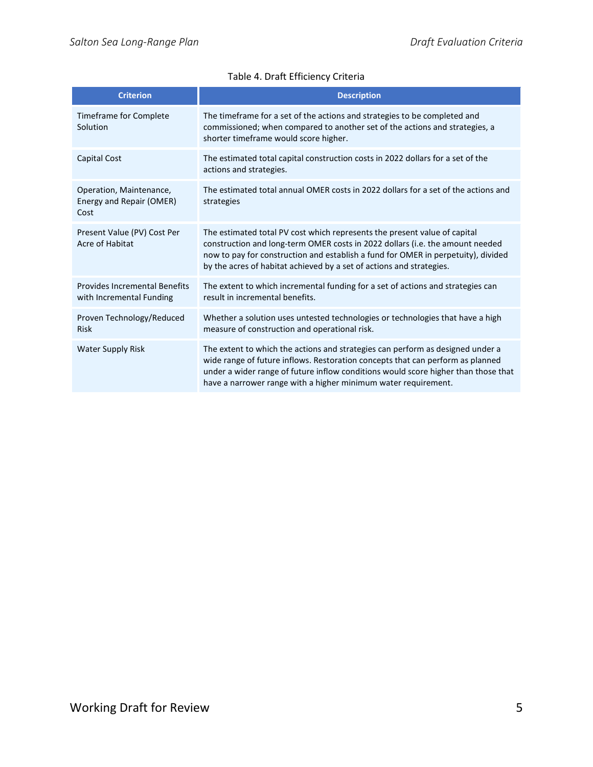Table 4. Draft Efficiency Criteria

| Criterion | Description |
| --- | --- |
| Timeframe for Complete Solution | The timeframe for a set of the actions and strategies to be completed and commissioned; when compared to another set of the actions and strategies, a shorter timeframe would score higher. |
| Capital Cost | The estimated total capital construction costs in 2022 dollars for a set of the actions and strategies. |
| Operation, Maintenance, Energy and Repair (OMER) Cost | The estimated total annual OMER costs in 2022 dollars for a set of the actions and strategies |
| Present Value (PV) Cost Per Acre of Habitat | The estimated total PV cost which represents the present value of capital construction and long-term OMER costs in 2022 dollars (i.e. the amount needed now to pay for construction and establish a fund for OMER in perpetuity), divided by the acres of habitat achieved by a set of actions and strategies. |
| Provides Incremental Benefits with Incremental Funding | The extent to which incremental funding for a set of actions and strategies can result in incremental benefits. |
| Proven Technology/Reduced Risk | Whether a solution uses untested technologies or technologies that have a high measure of construction and operational risk. |
| Water Supply Risk | The extent to which the actions and strategies can perform as designed under a wide range of future inflows. Restoration concepts that can perform as planned under a wider range of future inflow conditions would score higher than those that have a narrower range with a higher minimum water requirement. |